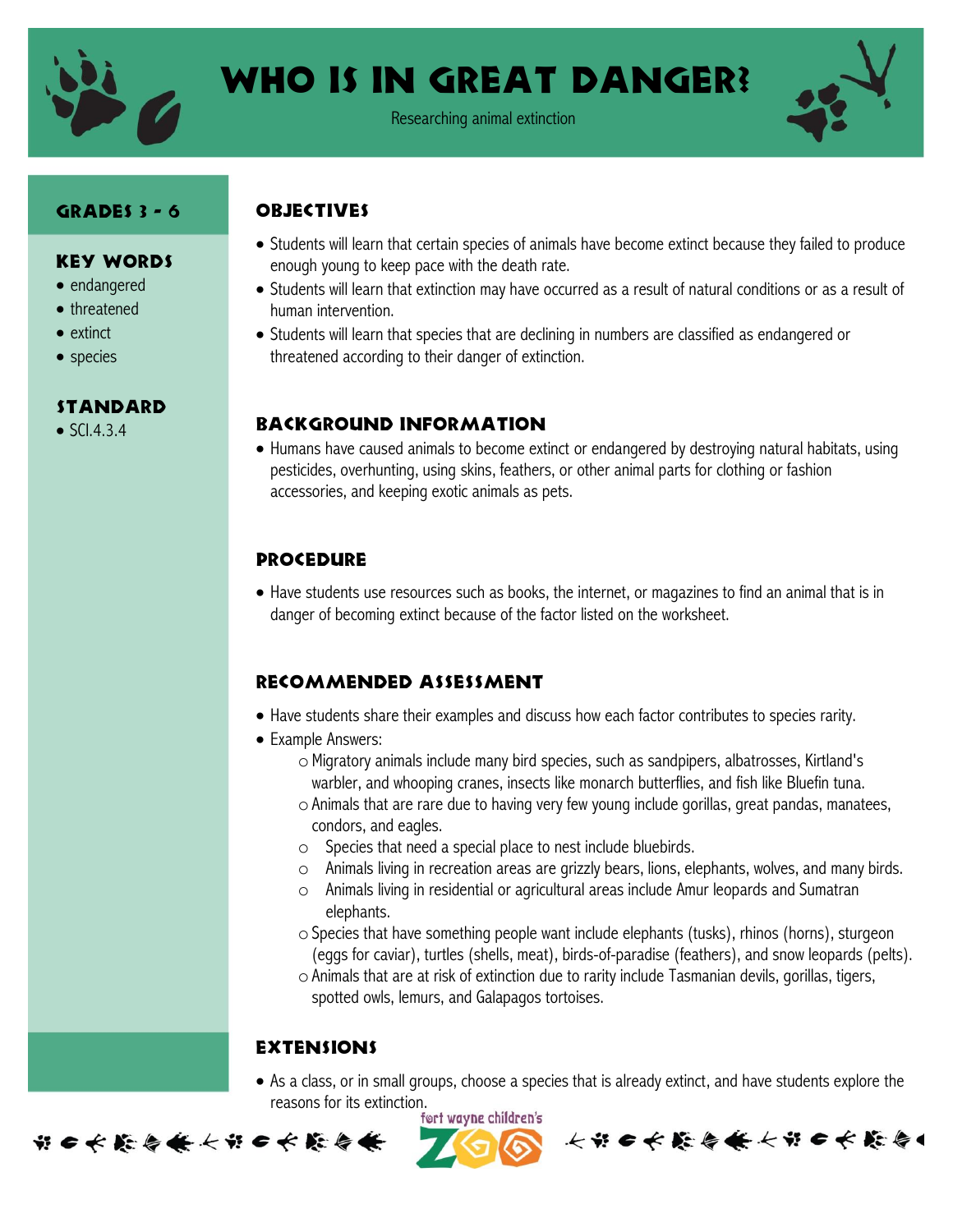# Who Is in Great Danger?

Researching animal extinction

## Grades 3 - 6

## Key Words

- endangered
- threatened
- extinct
- species

## Standard

- SCI.4.3.4

## Objectives

- Students will learn that certain species of animals have become extinct because they failed to produce enough young to keep pace with the death rate.
- Students will learn that extinction may have occurred as a result of natural conditions or as a result of human intervention.
- Students will learn that species that are declining in numbers are classified as endangered or threatened according to their danger of extinction.

## Background Information

- Humans have caused animals to become extinct or endangered by destroying natural habitats, using pesticides, overhunting, using skins, feathers, or other animal parts for clothing or fashion accessories, and keeping exotic animals as pets.

## Procedure

- Have students use resources such as books, the internet, or magazines to find an animal that is in danger of becoming extinct because of the factor listed on the worksheet.

## Recommended Assessment

- Have students share their examples and discuss how each factor contributes to species rarity.
- Example Answers:
  - Migratory animals include many bird species, such as sandpipers, albatrosses, Kirtland's warbler, and whooping cranes, insects like monarch butterflies, and fish like Bluefin tuna.
  - Animals that are rare due to having very few young include gorillas, great pandas, manatees, condors, and eagles.
  - Species that need a special place to nest include bluebirds.
  - Animals living in recreation areas are grizzly bears, lions, elephants, wolves, and many birds.
  - Animals living in residential or agricultural areas include Amur leopards and Sumatran elephants.
  - Species that have something people want include elephants (tusks), rhinos (horns), sturgeon (eggs for caviar), turtles (shells, meat), birds-of-paradise (feathers), and snow leopards (pelts).
  - Animals that are at risk of extinction due to rarity include Tasmanian devils, gorillas, tigers, spotted owls, lemurs, and Galapagos tortoises.

## Extensions

- As a class, or in small groups, choose a species that is already extinct, and have students explore the reasons for its extinction.

fort wayne children's ZOO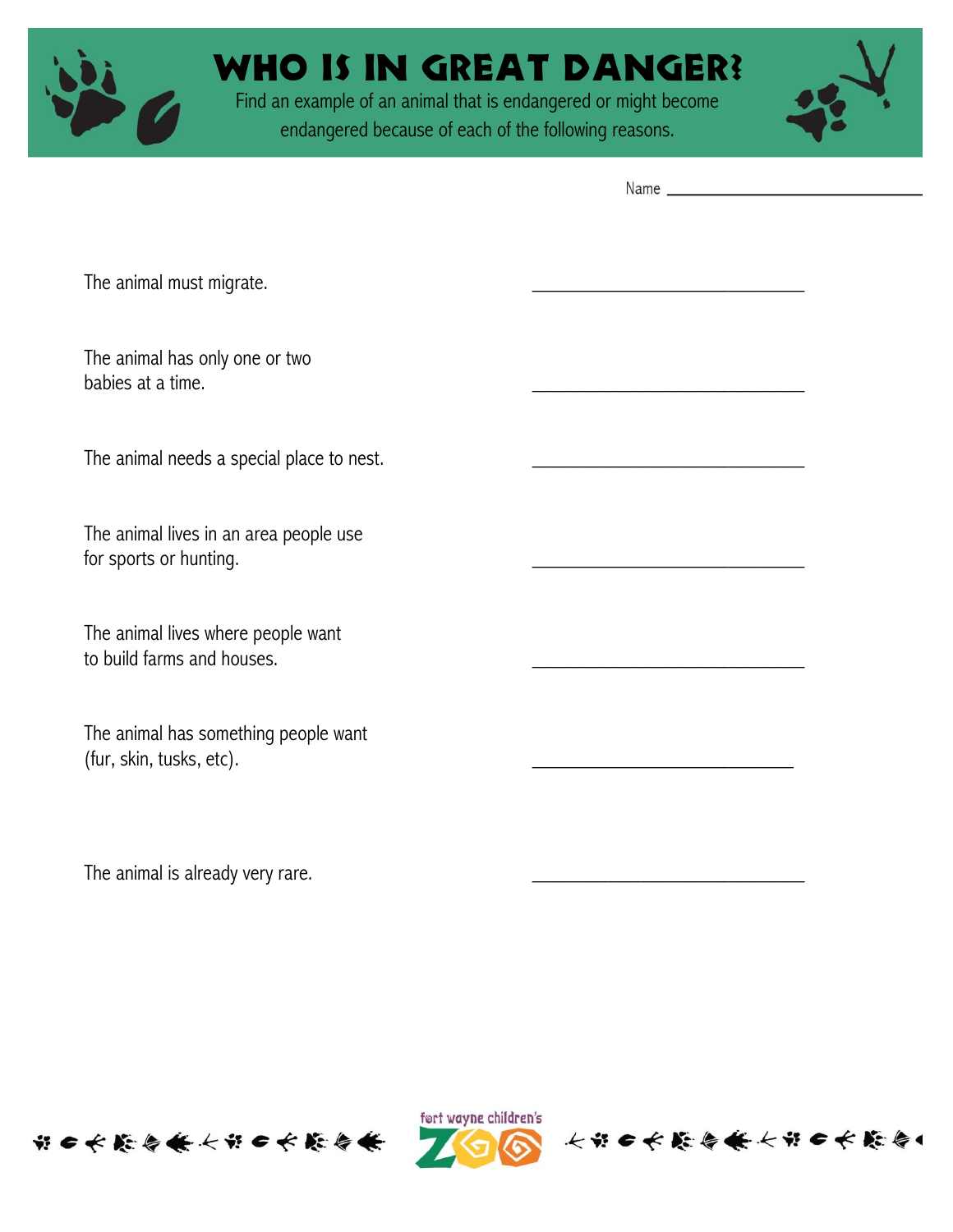# WHO IS IN GREAT DANGER?

Find an example of an animal that is endangered or might become endangered because of each of the following reasons.

Name ______________________________

The animal must migrate. ______________________________

The animal has only one or two babies at a time. ______________________________

The animal needs a special place to nest. ______________________________

The animal lives in an area people use for sports or hunting. ______________________________

The animal lives where people want to build farms and houses. ______________________________

The animal has something people want (fur, skin, tusks, etc). ______________________________

The animal is already very rare. ______________________________

fort wayne children's ZOO